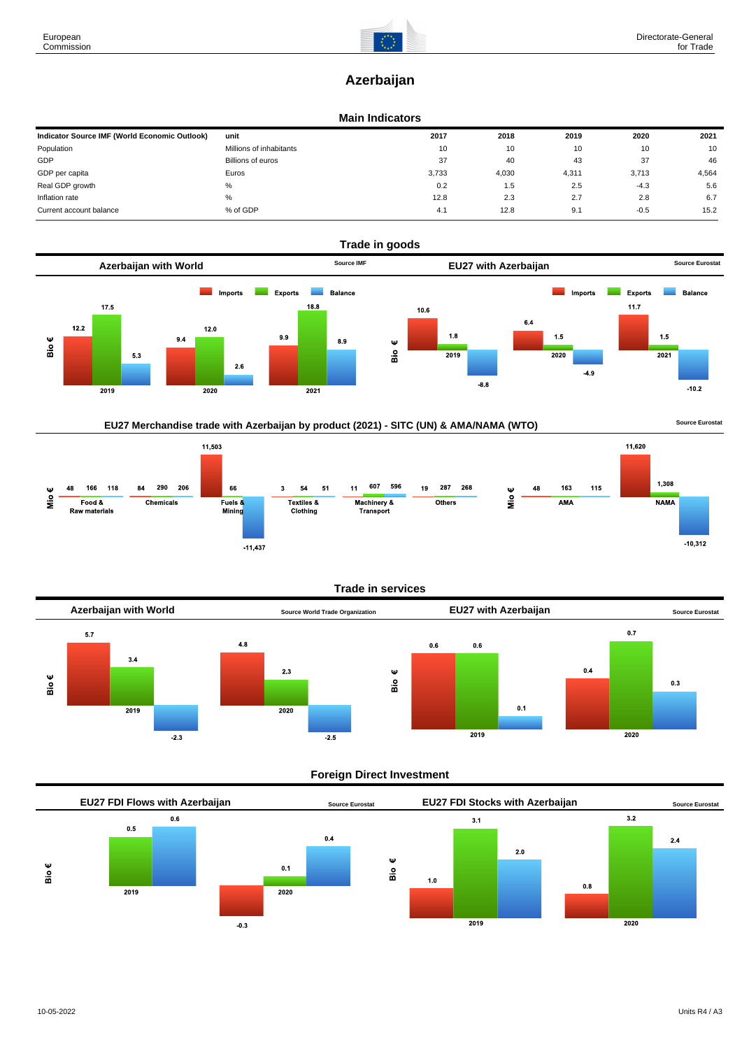# Azerbaijan

## Main Indicators

| Indicator Source IMF (World Economic Outlook) | unit | 2017 | 2018 | 2019 | 2020 | 2021 |
|---|---|---|---|---|---|---|
| Population | Millions of inhabitants | 10 | 10 | 10 | 10 | 10 |
| GDP | Billions of euros | 37 | 40 | 43 | 37 | 46 |
| GDP per capita | Euros | 3,733 | 4,030 | 4,311 | 3,713 | 4,564 |
| Real GDP growth | % | 0.2 | 1.5 | 2.5 | -4.3 | 5.6 |
| Inflation rate | % | 12.8 | 2.3 | 2.7 | 2.8 | 6.7 |
| Current account balance | % of GDP | 4.1 | 12.8 | 9.1 | -0.5 | 15.2 |

## Trade in goods

### Azerbaijan with World

Source IMF

Bio €

| | Imports | Exports | Balance |
|---|---|---|---|
| 2019 | 12.2 | 17.5 | 5.3 |
| 2020 | 9.4 | 12.0 | 2.6 |
| 2021 | 9.9 | 18.8 | 8.9 |

### EU27 with Azerbaijan

Source Eurostat

Bio €

| | Imports | Exports | Balance |
|---|---|---|---|
| 2019 | 10.6 | 1.8 | -8.8 |
| 2020 | 6.4 | 1.5 | -4.9 |
| 2021 | 11.7 | 1.5 | -10.2 |

### EU27 Merchandise trade with Azerbaijan by product (2021) - SITC (UN) & AMA/NAMA (WTO)

Source Eurostat

Mio €

| | Imports | Exports | Balance |
|---|---|---|---|
| Food & Raw materials | 48 | 166 | 118 |
| Chemicals | 84 | 290 | 206 |
| Fuels & Mining | 11,503 | 66 | -11,437 |
| Textiles & Clothing | 3 | 54 | 51 |
| Machinery & Transport | 11 | 607 | 596 |
| Others | 19 | 287 | 268 |

Mio €

| | Imports | Exports | Balance |
|---|---|---|---|
| AMA | 48 | 163 | 115 |
| NAMA | 11,620 | 1,308 | -10,312 |

## Trade in services

### Azerbaijan with World

Source World Trade Organization

Bio €

| | Imports | Exports | Balance |
|---|---|---|---|
| 2019 | 5.7 | 3.4 | -2.3 |
| 2020 | 4.8 | 2.3 | -2.5 |

### EU27 with Azerbaijan

Source Eurostat

Bio €

| | Imports | Exports | Balance |
|---|---|---|---|
| 2019 | 0.6 | 0.6 | 0.1 |
| 2020 | 0.4 | 0.7 | 0.3 |

## Foreign Direct Investment

### EU27 FDI Flows with Azerbaijan

Source Eurostat

Bio €

| | Inward | Outward | Balance |
|---|---|---|---|
| 2019 | | 0.5 | 0.6 |
| 2020 | -0.3 | 0.1 | 0.4 |

### EU27 FDI Stocks with Azerbaijan

Source Eurostat

Bio €

| | Inward | Outward | Balance |
|---|---|---|---|
| 2019 | 1.0 | 3.1 | 2.0 |
| 2020 | 0.8 | 3.2 | 2.4 |

10-05-2022

Units R4 / A3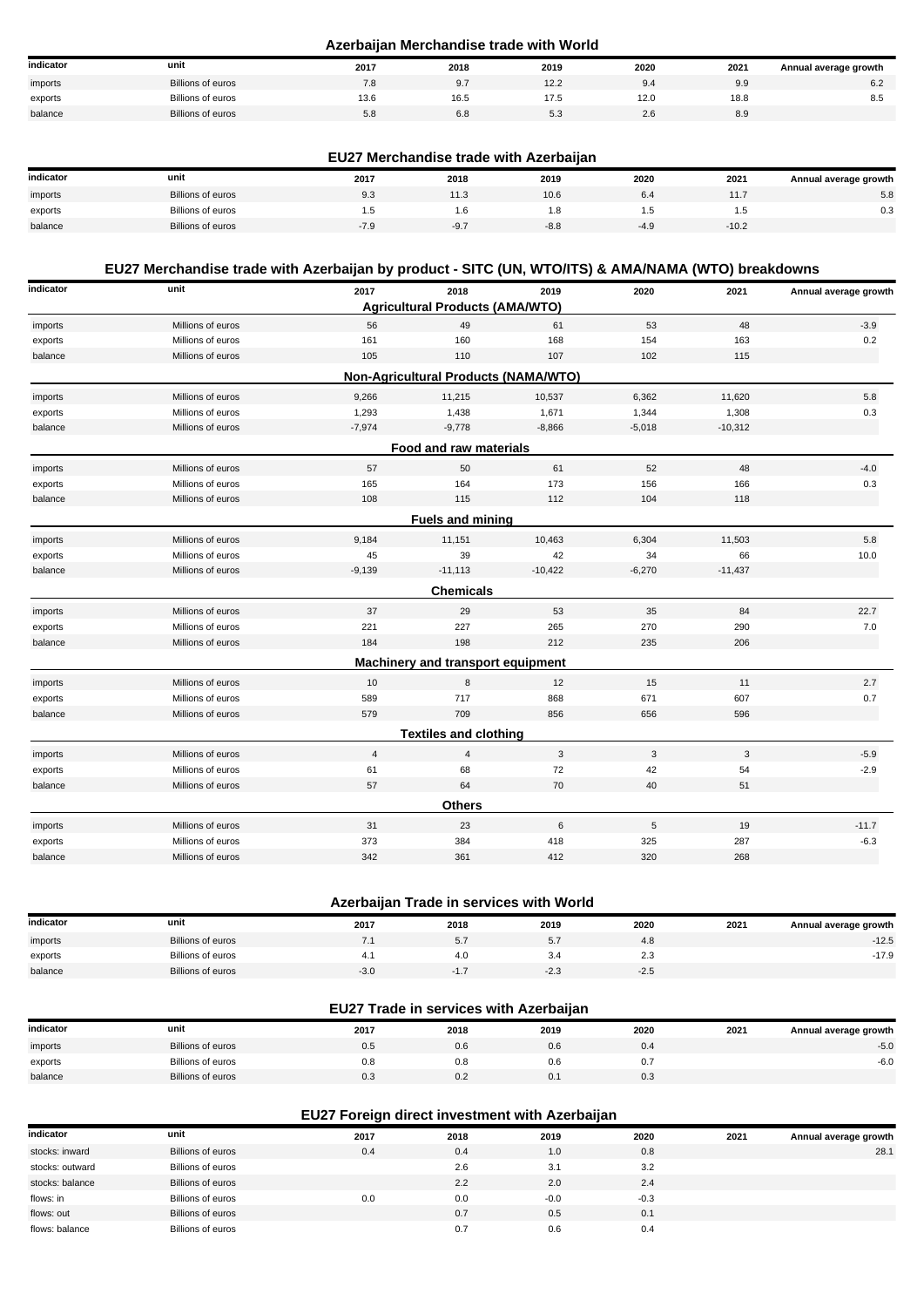## Azerbaijan Merchandise trade with World

| indicator | unit | 2017 | 2018 | 2019 | 2020 | 2021 | Annual average growth |
|---|---|---|---|---|---|---|---|
| imports | Billions of euros | 7.8 | 9.7 | 12.2 | 9.4 | 9.9 | 6.2 |
| exports | Billions of euros | 13.6 | 16.5 | 17.5 | 12.0 | 18.8 | 8.5 |
| balance | Billions of euros | 5.8 | 6.8 | 5.3 | 2.6 | 8.9 | |

## EU27 Merchandise trade with Azerbaijan

| indicator | unit | 2017 | 2018 | 2019 | 2020 | 2021 | Annual average growth |
|---|---|---|---|---|---|---|---|
| imports | Billions of euros | 9.3 | 11.3 | 10.6 | 6.4 | 11.7 | 5.8 |
| exports | Billions of euros | 1.5 | 1.6 | 1.8 | 1.5 | 1.5 | 0.3 |
| balance | Billions of euros | -7.9 | -9.7 | -8.8 | -4.9 | -10.2 | |

## EU27 Merchandise trade with Azerbaijan by product - SITC (UN, WTO/ITS) & AMA/NAMA (WTO) breakdowns

| indicator | unit | 2017 | 2018 | 2019 | 2020 | 2021 | Annual average growth |
|---|---|---|---|---|---|---|---|
| | | | **Agricultural Products (AMA/WTO)** | | | | |
| imports | Millions of euros | 56 | 49 | 61 | 53 | 48 | -3.9 |
| exports | Millions of euros | 161 | 160 | 168 | 154 | 163 | 0.2 |
| balance | Millions of euros | 105 | 110 | 107 | 102 | 115 | |
| | | | **Non-Agricultural Products (NAMA/WTO)** | | | | |
| imports | Millions of euros | 9,266 | 11,215 | 10,537 | 6,362 | 11,620 | 5.8 |
| exports | Millions of euros | 1,293 | 1,438 | 1,671 | 1,344 | 1,308 | 0.3 |
| balance | Millions of euros | -7,974 | -9,778 | -8,866 | -5,018 | -10,312 | |
| | | | **Food and raw materials** | | | | |
| imports | Millions of euros | 57 | 50 | 61 | 52 | 48 | -4.0 |
| exports | Millions of euros | 165 | 164 | 173 | 156 | 166 | 0.3 |
| balance | Millions of euros | 108 | 115 | 112 | 104 | 118 | |
| | | | **Fuels and mining** | | | | |
| imports | Millions of euros | 9,184 | 11,151 | 10,463 | 6,304 | 11,503 | 5.8 |
| exports | Millions of euros | 45 | 39 | 42 | 34 | 66 | 10.0 |
| balance | Millions of euros | -9,139 | -11,113 | -10,422 | -6,270 | -11,437 | |
| | | | **Chemicals** | | | | |
| imports | Millions of euros | 37 | 29 | 53 | 35 | 84 | 22.7 |
| exports | Millions of euros | 221 | 227 | 265 | 270 | 290 | 7.0 |
| balance | Millions of euros | 184 | 198 | 212 | 235 | 206 | |
| | | | **Machinery and transport equipment** | | | | |
| imports | Millions of euros | 10 | 8 | 12 | 15 | 11 | 2.7 |
| exports | Millions of euros | 589 | 717 | 868 | 671 | 607 | 0.7 |
| balance | Millions of euros | 579 | 709 | 856 | 656 | 596 | |
| | | | **Textiles and clothing** | | | | |
| imports | Millions of euros | 4 | 4 | 3 | 3 | 3 | -5.9 |
| exports | Millions of euros | 61 | 68 | 72 | 42 | 54 | -2.9 |
| balance | Millions of euros | 57 | 64 | 70 | 40 | 51 | |
| | | | **Others** | | | | |
| imports | Millions of euros | 31 | 23 | 6 | 5 | 19 | -11.7 |
| exports | Millions of euros | 373 | 384 | 418 | 325 | 287 | -6.3 |
| balance | Millions of euros | 342 | 361 | 412 | 320 | 268 | |

## Azerbaijan Trade in services with World

| indicator | unit | 2017 | 2018 | 2019 | 2020 | 2021 | Annual average growth |
|---|---|---|---|---|---|---|---|
| imports | Billions of euros | 7.1 | 5.7 | 5.7 | 4.8 | | -12.5 |
| exports | Billions of euros | 4.1 | 4.0 | 3.4 | 2.3 | | -17.9 |
| balance | Billions of euros | -3.0 | -1.7 | -2.3 | -2.5 | | |

## EU27 Trade in services with Azerbaijan

| indicator | unit | 2017 | 2018 | 2019 | 2020 | 2021 | Annual average growth |
|---|---|---|---|---|---|---|---|
| imports | Billions of euros | 0.5 | 0.6 | 0.6 | 0.4 | | -5.0 |
| exports | Billions of euros | 0.8 | 0.8 | 0.6 | 0.7 | | -6.0 |
| balance | Billions of euros | 0.3 | 0.2 | 0.1 | 0.3 | | |

## EU27 Foreign direct investment with Azerbaijan

| indicator | unit | 2017 | 2018 | 2019 | 2020 | 2021 | Annual average growth |
|---|---|---|---|---|---|---|---|
| stocks: inward | Billions of euros | 0.4 | 0.4 | 1.0 | 0.8 | | 28.1 |
| stocks: outward | Billions of euros | | 2.6 | 3.1 | 3.2 | | |
| stocks: balance | Billions of euros | | 2.2 | 2.0 | 2.4 | | |
| flows: in | Billions of euros | 0.0 | 0.0 | -0.0 | -0.3 | | |
| flows: out | Billions of euros | | 0.7 | 0.5 | 0.1 | | |
| flows: balance | Billions of euros | | 0.7 | 0.6 | 0.4 | | |